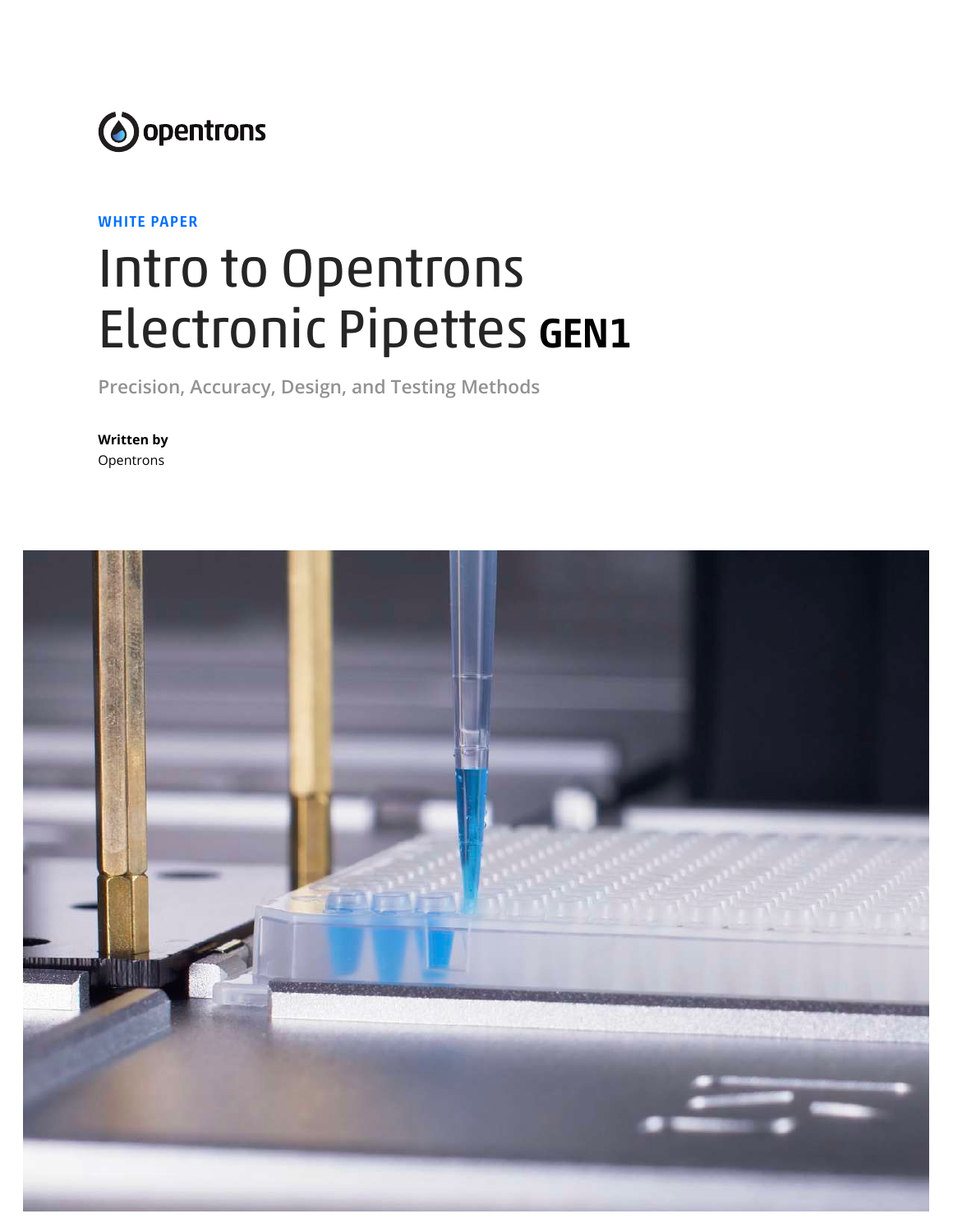opentrons

WHITE PAPER

# Intro to Opentrons Electronic Pipettes **GEN1**

Precision, Accuracy, Design, and Testing Methods

**Written by**
Opentrons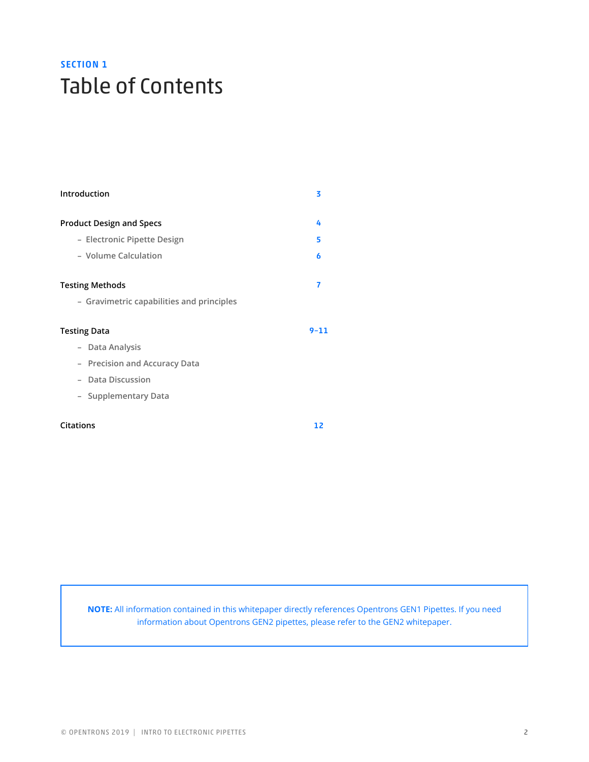**SECTION 1**

# Table of Contents

| | |
|---|---|
| **Introduction** | 3 |
| **Product Design and Specs** | 4 |
| – Electronic Pipette Design | 5 |
| – Volume Calculation | 6 |
| **Testing Methods** | 7 |
| – Gravimetric capabilities and principles | |
| **Testing Data** | 9–11 |
| – Data Analysis | |
| – Precision and Accuracy Data | |
| – Data Discussion | |
| – Supplementary Data | |
| **Citations** | 12 |

**NOTE:** All information contained in this whitepaper directly references Opentrons GEN1 Pipettes. If you need information about Opentrons GEN2 pipettes, please refer to the GEN2 whitepaper.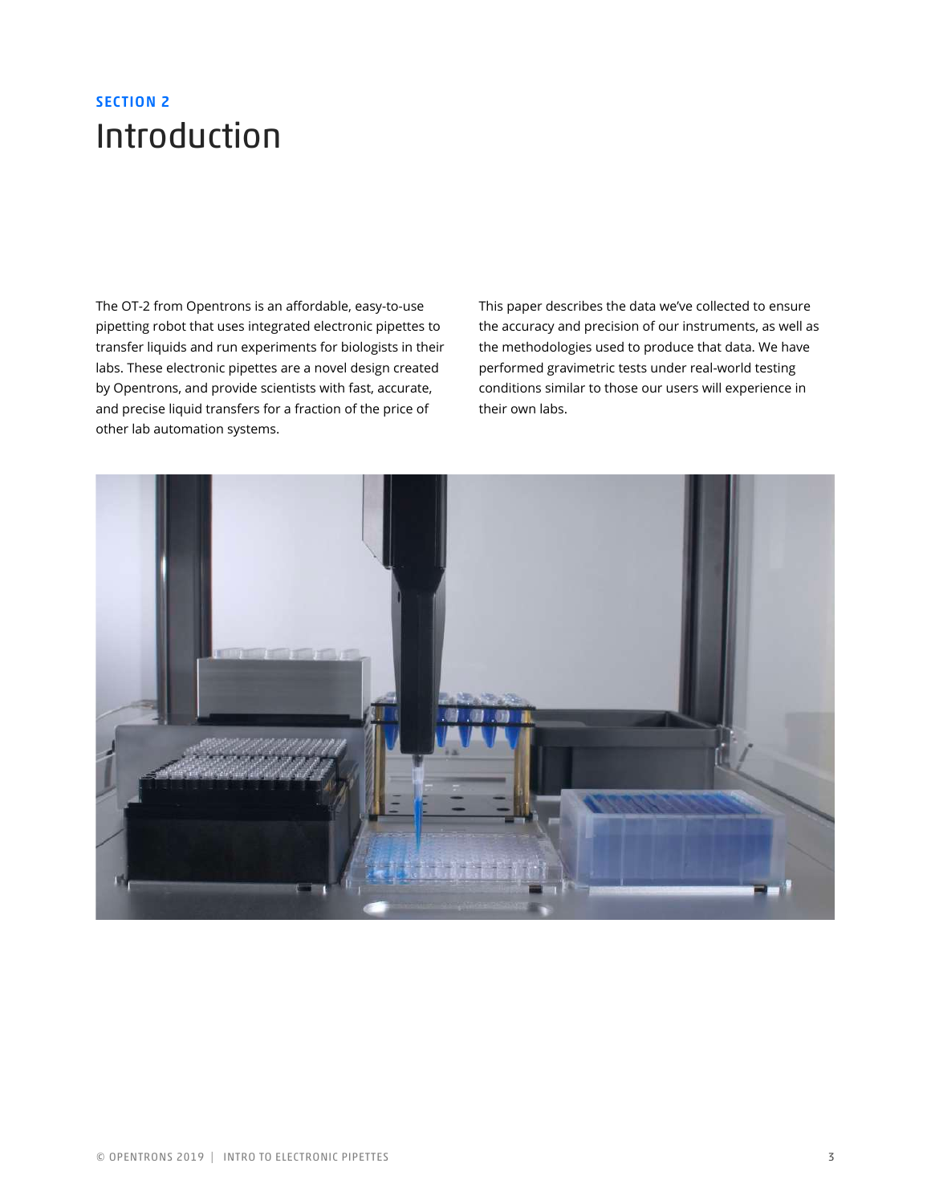## SECTION 2

# Introduction

The OT-2 from Opentrons is an affordable, easy-to-use pipetting robot that uses integrated electronic pipettes to transfer liquids and run experiments for biologists in their labs. These electronic pipettes are a novel design created by Opentrons, and provide scientists with fast, accurate, and precise liquid transfers for a fraction of the price of other lab automation systems.

This paper describes the data we've collected to ensure the accuracy and precision of our instruments, as well as the methodologies used to produce that data. We have performed gravimetric tests under real-world testing conditions similar to those our users will experience in their own labs.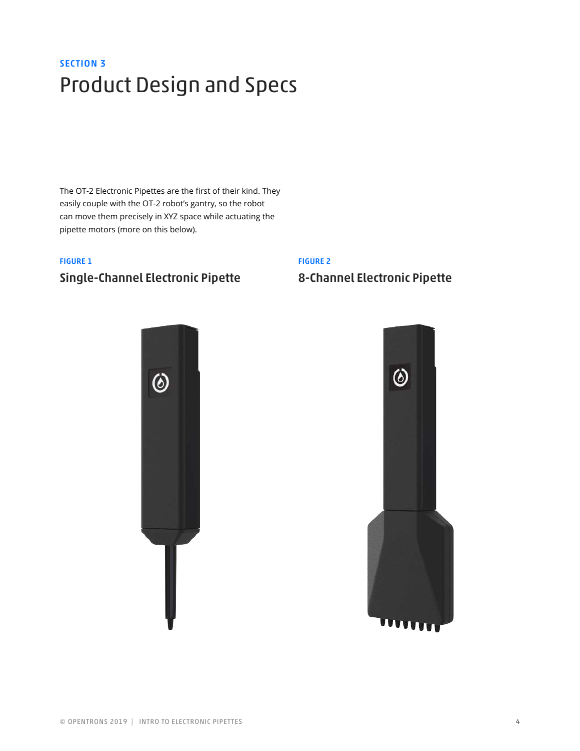SECTION 3

# Product Design and Specs

The OT-2 Electronic Pipettes are the first of their kind. They easily couple with the OT-2 robot's gantry, so the robot can move them precisely in XYZ space while actuating the pipette motors (more on this below).

FIGURE 1

### Single-Channel Electronic Pipette

FIGURE 2

### 8-Channel Electronic Pipette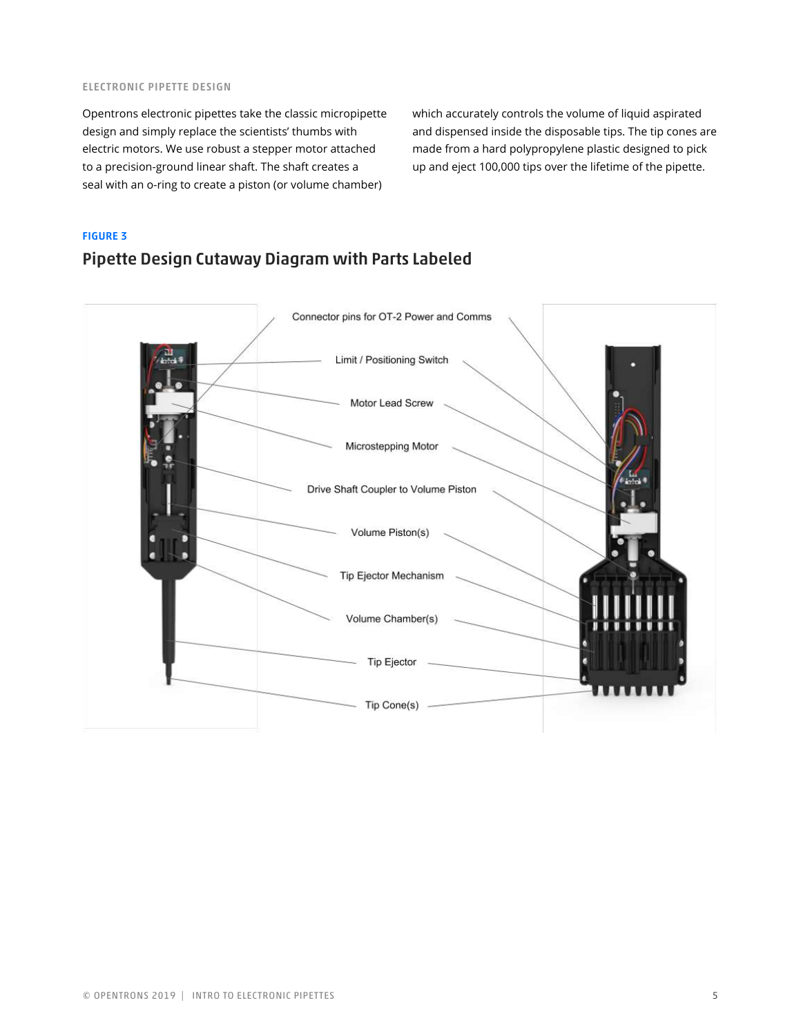ELECTRONIC PIPETTE DESIGN

Opentrons electronic pipettes take the classic micropipette design and simply replace the scientists' thumbs with electric motors. We use robust a stepper motor attached to a precision-ground linear shaft. The shaft creates a seal with an o-ring to create a piston (or volume chamber) which accurately controls the volume of liquid aspirated and dispensed inside the disposable tips. The tip cones are made from a hard polypropylene plastic designed to pick up and eject 100,000 tips over the lifetime of the pipette.

**FIGURE 3**

## Pipette Design Cutaway Diagram with Parts Labeled

Connector pins for OT-2 Power and Comms

Limit / Positioning Switch

Motor Lead Screw

Microstepping Motor

Drive Shaft Coupler to Volume Piston

Volume Piston(s)

Tip Ejector Mechanism

Volume Chamber(s)

Tip Ejector

Tip Cone(s)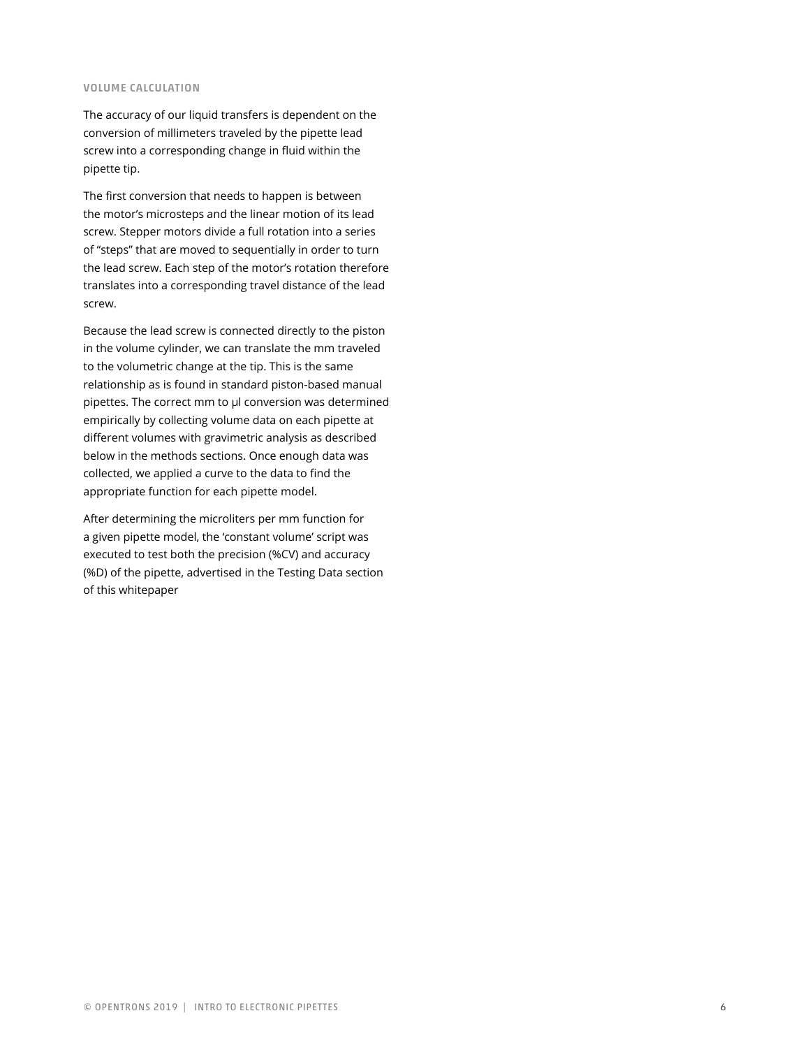## VOLUME CALCULATION

The accuracy of our liquid transfers is dependent on the conversion of millimeters traveled by the pipette lead screw into a corresponding change in fluid within the pipette tip.

The first conversion that needs to happen is between the motor's microsteps and the linear motion of its lead screw. Stepper motors divide a full rotation into a series of "steps" that are moved to sequentially in order to turn the lead screw. Each step of the motor's rotation therefore translates into a corresponding travel distance of the lead screw.

Because the lead screw is connected directly to the piston in the volume cylinder, we can translate the mm traveled to the volumetric change at the tip. This is the same relationship as is found in standard piston-based manual pipettes. The correct mm to µl conversion was determined empirically by collecting volume data on each pipette at different volumes with gravimetric analysis as described below in the methods sections. Once enough data was collected, we applied a curve to the data to find the appropriate function for each pipette model.

After determining the microliters per mm function for a given pipette model, the 'constant volume' script was executed to test both the precision (%CV) and accuracy (%D) of the pipette, advertised in the Testing Data section of this whitepaper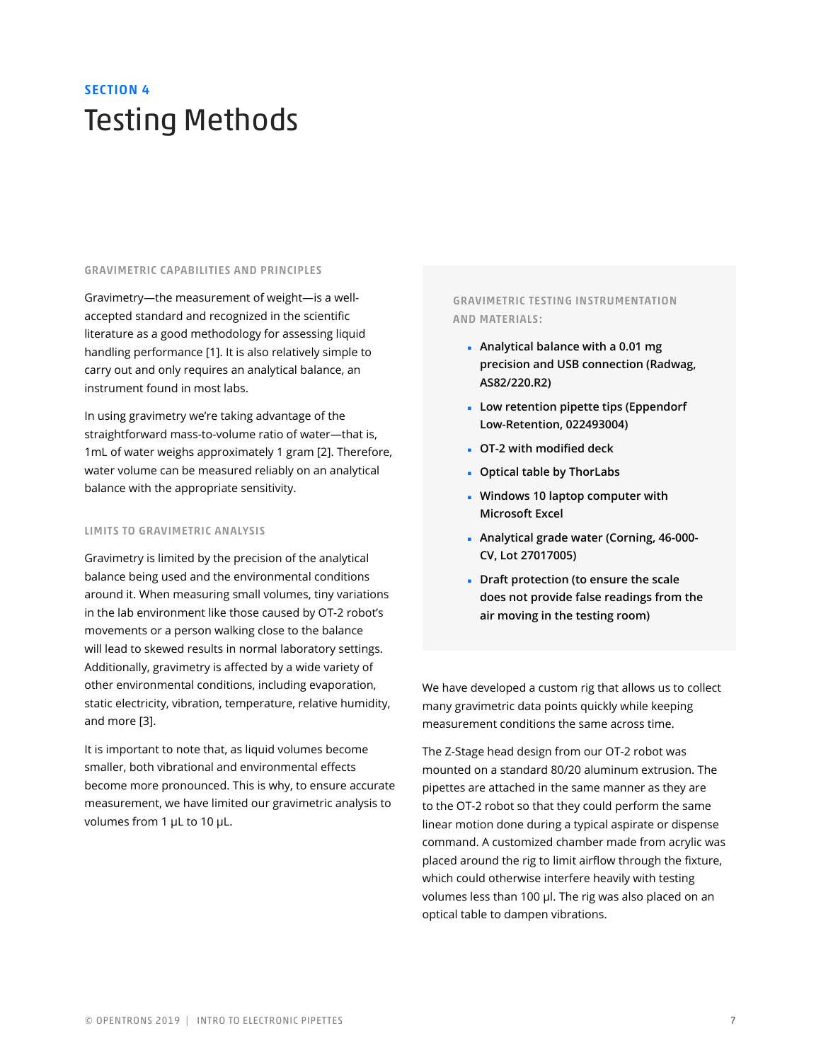SECTION 4

# Testing Methods

### GRAVIMETRIC CAPABILITIES AND PRINCIPLES

Gravimetry—the measurement of weight—is a well-accepted standard and recognized in the scientific literature as a good methodology for assessing liquid handling performance [1]. It is also relatively simple to carry out and only requires an analytical balance, an instrument found in most labs.

In using gravimetry we're taking advantage of the straightforward mass-to-volume ratio of water—that is, 1mL of water weighs approximately 1 gram [2]. Therefore, water volume can be measured reliably on an analytical balance with the appropriate sensitivity.

### LIMITS TO GRAVIMETRIC ANALYSIS

Gravimetry is limited by the precision of the analytical balance being used and the environmental conditions around it. When measuring small volumes, tiny variations in the lab environment like those caused by OT-2 robot's movements or a person walking close to the balance will lead to skewed results in normal laboratory settings. Additionally, gravimetry is affected by a wide variety of other environmental conditions, including evaporation, static electricity, vibration, temperature, relative humidity, and more [3].

It is important to note that, as liquid volumes become smaller, both vibrational and environmental effects become more pronounced. This is why, to ensure accurate measurement, we have limited our gravimetric analysis to volumes from 1 µL to 10 µL.

### GRAVIMETRIC TESTING INSTRUMENTATION AND MATERIALS:

- **Analytical balance with a 0.01 mg precision and USB connection (Radwag, AS82/220.R2)**
- **Low retention pipette tips (Eppendorf Low-Retention, 022493004)**
- **OT-2 with modified deck**
- **Optical table by ThorLabs**
- **Windows 10 laptop computer with Microsoft Excel**
- **Analytical grade water (Corning, 46-000-CV, Lot 27017005)**
- **Draft protection (to ensure the scale does not provide false readings from the air moving in the testing room)**

We have developed a custom rig that allows us to collect many gravimetric data points quickly while keeping measurement conditions the same across time.

The Z-Stage head design from our OT-2 robot was mounted on a standard 80/20 aluminum extrusion. The pipettes are attached in the same manner as they are to the OT-2 robot so that they could perform the same linear motion done during a typical aspirate or dispense command. A customized chamber made from acrylic was placed around the rig to limit airflow through the fixture, which could otherwise interfere heavily with testing volumes less than 100 µl. The rig was also placed on an optical table to dampen vibrations.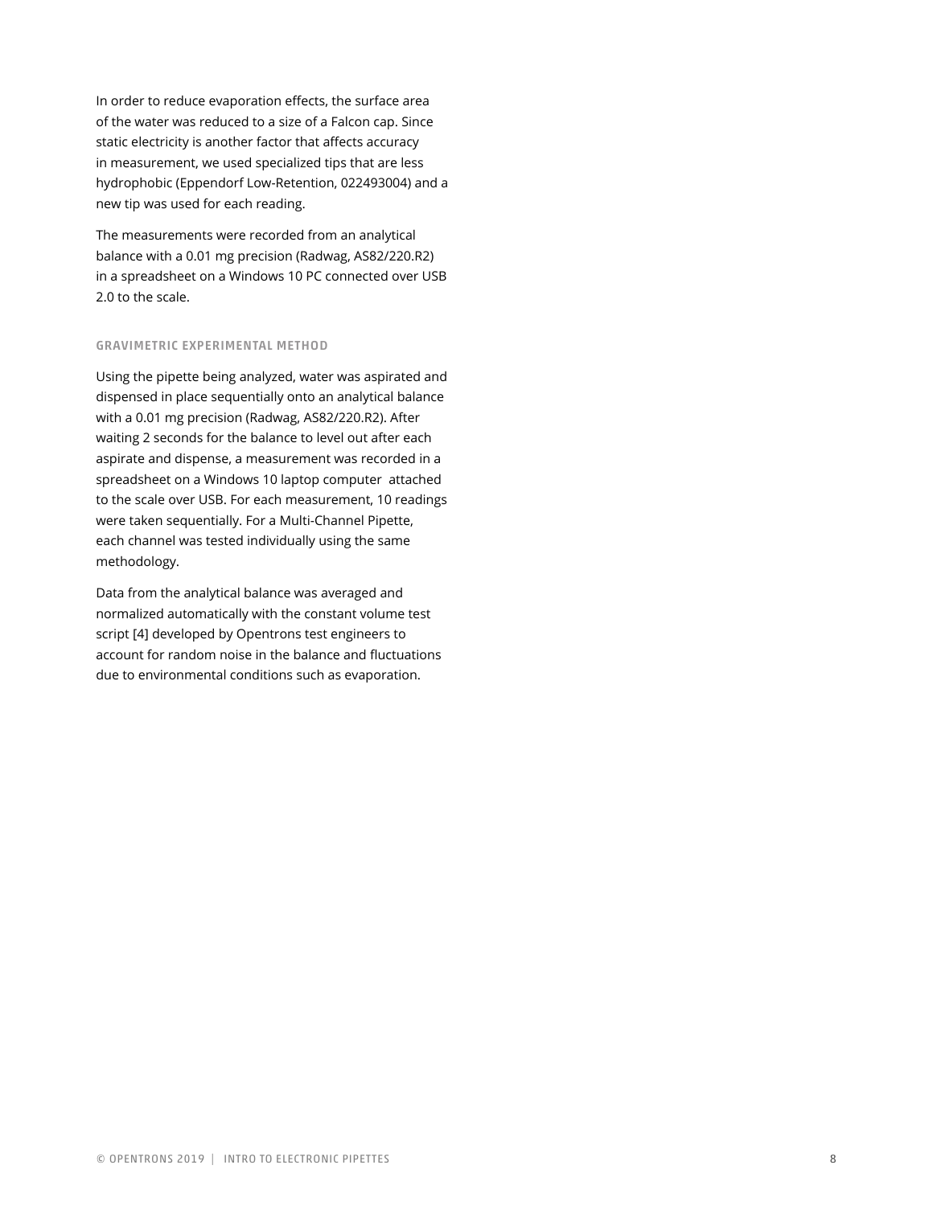In order to reduce evaporation effects, the surface area of the water was reduced to a size of a Falcon cap. Since static electricity is another factor that affects accuracy in measurement, we used specialized tips that are less hydrophobic (Eppendorf Low-Retention, 022493004) and a new tip was used for each reading.

The measurements were recorded from an analytical balance with a 0.01 mg precision (Radwag, AS82/220.R2) in a spreadsheet on a Windows 10 PC connected over USB 2.0 to the scale.

### GRAVIMETRIC EXPERIMENTAL METHOD

Using the pipette being analyzed, water was aspirated and dispensed in place sequentially onto an analytical balance with a 0.01 mg precision (Radwag, AS82/220.R2). After waiting 2 seconds for the balance to level out after each aspirate and dispense, a measurement was recorded in a spreadsheet on a Windows 10 laptop computer attached to the scale over USB. For each measurement, 10 readings were taken sequentially. For a Multi-Channel Pipette, each channel was tested individually using the same methodology.

Data from the analytical balance was averaged and normalized automatically with the constant volume test script [4] developed by Opentrons test engineers to account for random noise in the balance and fluctuations due to environmental conditions such as evaporation.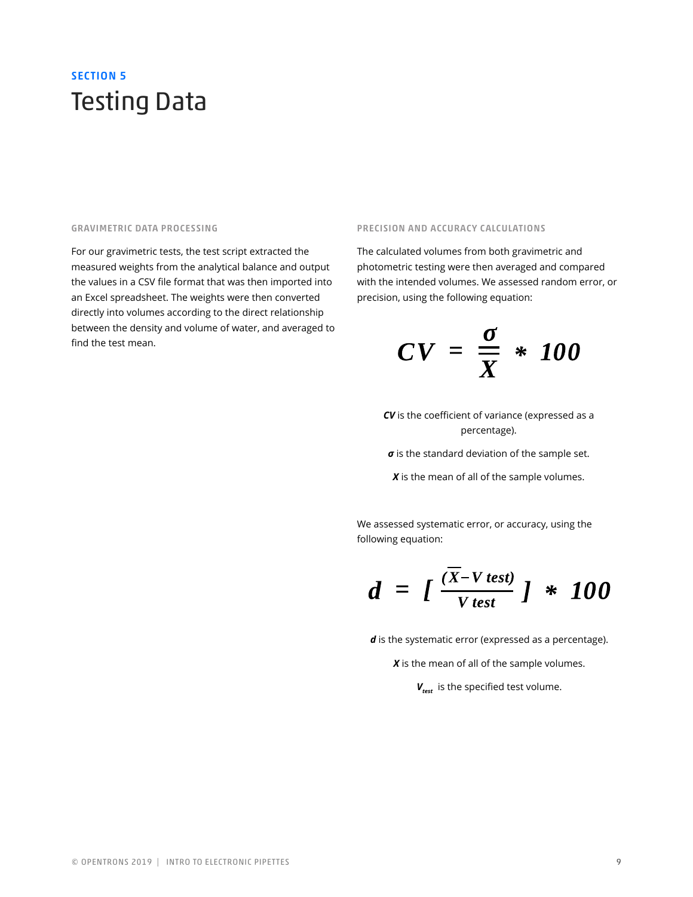## SECTION 5

# Testing Data

### GRAVIMETRIC DATA PROCESSING

For our gravimetric tests, the test script extracted the measured weights from the analytical balance and output the values in a CSV file format that was then imported into an Excel spreadsheet. The weights were then converted directly into volumes according to the direct relationship between the density and volume of water, and averaged to find the test mean.

### PRECISION AND ACCURACY CALCULATIONS

The calculated volumes from both gravimetric and photometric testing were then averaged and compared with the intended volumes. We assessed random error, or precision, using the following equation:

$$CV = \frac{\sigma}{\overline{X}} * 100$$

***CV*** is the coefficient of variance (expressed as a percentage).

$\sigma$ is the standard deviation of the sample set.

$X$ is the mean of all of the sample volumes.

We assessed systematic error, or accuracy, using the following equation:

$$d = \left[ \frac{(\overline{X} - V\ test)}{V\ test} \right] * 100$$

***d*** is the systematic error (expressed as a percentage).

$X$ is the mean of all of the sample volumes.

$V_{test}$ is the specified test volume.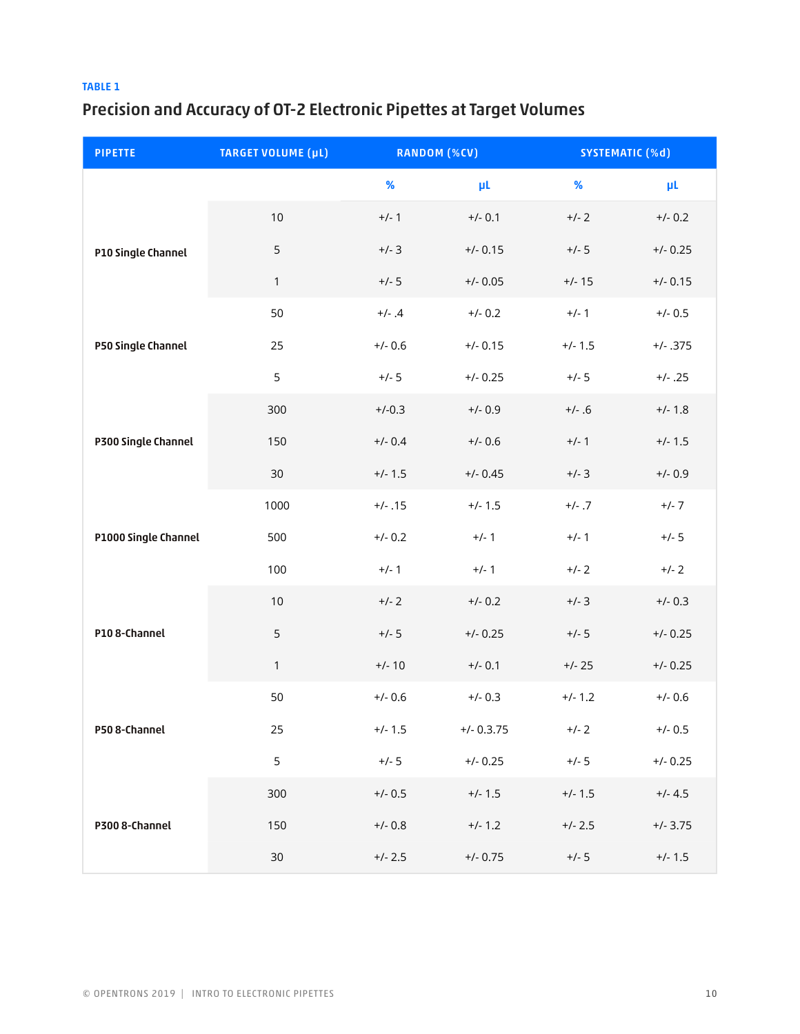TABLE 1

## Precision and Accuracy of OT-2 Electronic Pipettes at Target Volumes

| PIPETTE | TARGET VOLUME (µL) | RANDOM (%CV) | | SYSTEMATIC (%d) | |
|---|---|---|---|---|---|
| | | % | µL | % | µL |
| P10 Single Channel | 10 | +/- 1 | +/- 0.1 | +/- 2 | +/- 0.2 |
| | 5 | +/- 3 | +/- 0.15 | +/- 5 | +/- 0.25 |
| | 1 | +/- 5 | +/- 0.05 | +/- 15 | +/- 0.15 |
| P50 Single Channel | 50 | +/- .4 | +/- 0.2 | +/- 1 | +/- 0.5 |
| | 25 | +/- 0.6 | +/- 0.15 | +/- 1.5 | +/- .375 |
| | 5 | +/- 5 | +/- 0.25 | +/- 5 | +/- .25 |
| P300 Single Channel | 300 | +/-0.3 | +/- 0.9 | +/- .6 | +/- 1.8 |
| | 150 | +/- 0.4 | +/- 0.6 | +/- 1 | +/- 1.5 |
| | 30 | +/- 1.5 | +/- 0.45 | +/- 3 | +/- 0.9 |
| P1000 Single Channel | 1000 | +/- .15 | +/- 1.5 | +/- .7 | +/- 7 |
| | 500 | +/- 0.2 | +/- 1 | +/- 1 | +/- 5 |
| | 100 | +/- 1 | +/- 1 | +/- 2 | +/- 2 |
| P10 8-Channel | 10 | +/- 2 | +/- 0.2 | +/- 3 | +/- 0.3 |
| | 5 | +/- 5 | +/- 0.25 | +/- 5 | +/- 0.25 |
| | 1 | +/- 10 | +/- 0.1 | +/- 25 | +/- 0.25 |
| P50 8-Channel | 50 | +/- 0.6 | +/- 0.3 | +/- 1.2 | +/- 0.6 |
| | 25 | +/- 1.5 | +/- 0.3.75 | +/- 2 | +/- 0.5 |
| | 5 | +/- 5 | +/- 0.25 | +/- 5 | +/- 0.25 |
| P300 8-Channel | 300 | +/- 0.5 | +/- 1.5 | +/- 1.5 | +/- 4.5 |
| | 150 | +/- 0.8 | +/- 1.2 | +/- 2.5 | +/- 3.75 |
| | 30 | +/- 2.5 | +/- 0.75 | +/- 5 | +/- 1.5 |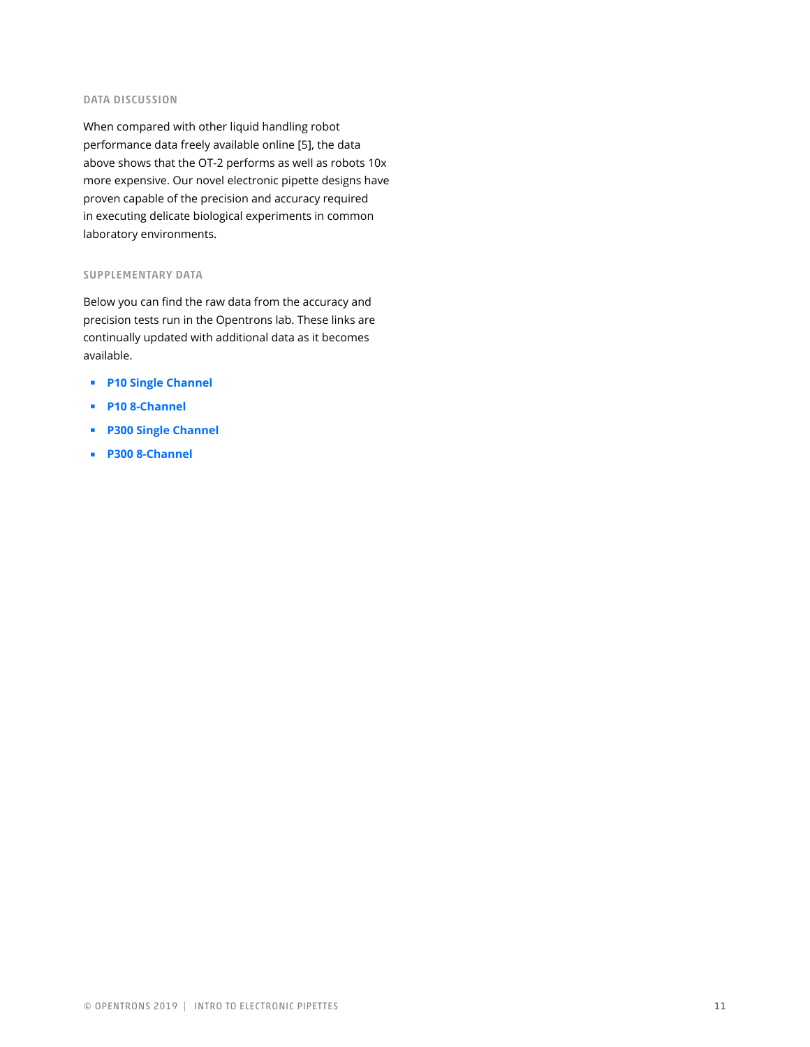### DATA DISCUSSION

When compared with other liquid handling robot performance data freely available online [5], the data above shows that the OT-2 performs as well as robots 10x more expensive. Our novel electronic pipette designs have proven capable of the precision and accuracy required in executing delicate biological experiments in common laboratory environments.

### SUPPLEMENTARY DATA

Below you can find the raw data from the accuracy and precision tests run in the Opentrons lab. These links are continually updated with additional data as it becomes available.

- **P10 Single Channel**
- **P10 8-Channel**
- **P300 Single Channel**
- **P300 8-Channel**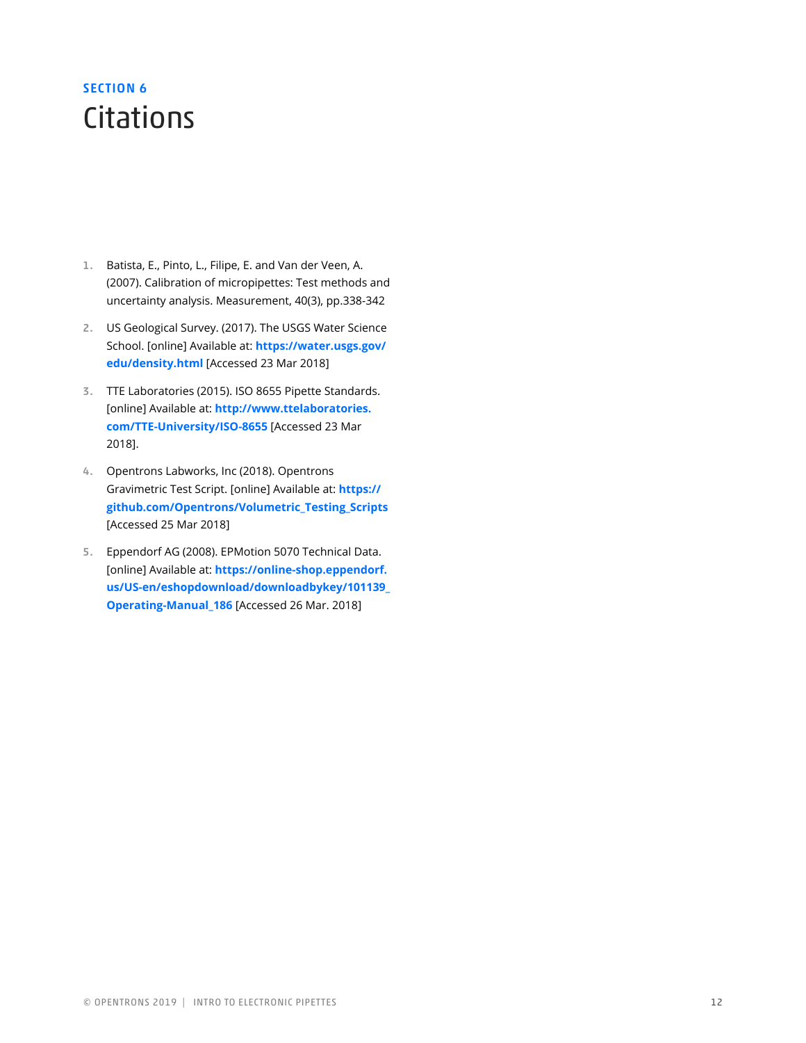SECTION 6

# Citations

1. Batista, E., Pinto, L., Filipe, E. and Van der Veen, A. (2007). Calibration of micropipettes: Test methods and uncertainty analysis. Measurement, 40(3), pp.338-342
2. US Geological Survey. (2017). The USGS Water Science School. [online] Available at: **https://water.usgs.gov/edu/density.html** [Accessed 23 Mar 2018]
3. TTE Laboratories (2015). ISO 8655 Pipette Standards. [online] Available at: **http://www.ttelaboratories.com/TTE-University/ISO-8655** [Accessed 23 Mar 2018].
4. Opentrons Labworks, Inc (2018). Opentrons Gravimetric Test Script. [online] Available at: **https://github.com/Opentrons/Volumetric_Testing_Scripts** [Accessed 25 Mar 2018]
5. Eppendorf AG (2008). EPMotion 5070 Technical Data. [online] Available at: **https://online-shop.eppendorf.us/US-en/eshopdownload/downloadbykey/101139_Operating-Manual_186** [Accessed 26 Mar. 2018]